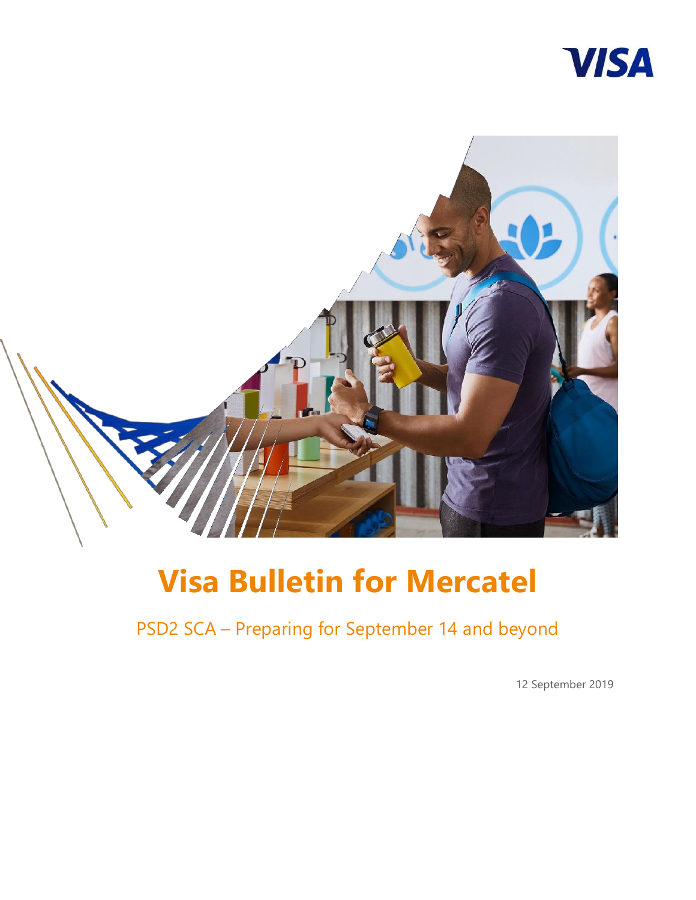# Visa Bulletin for Mercatel

PSD2 SCA – Preparing for September 14 and beyond

12 September 2019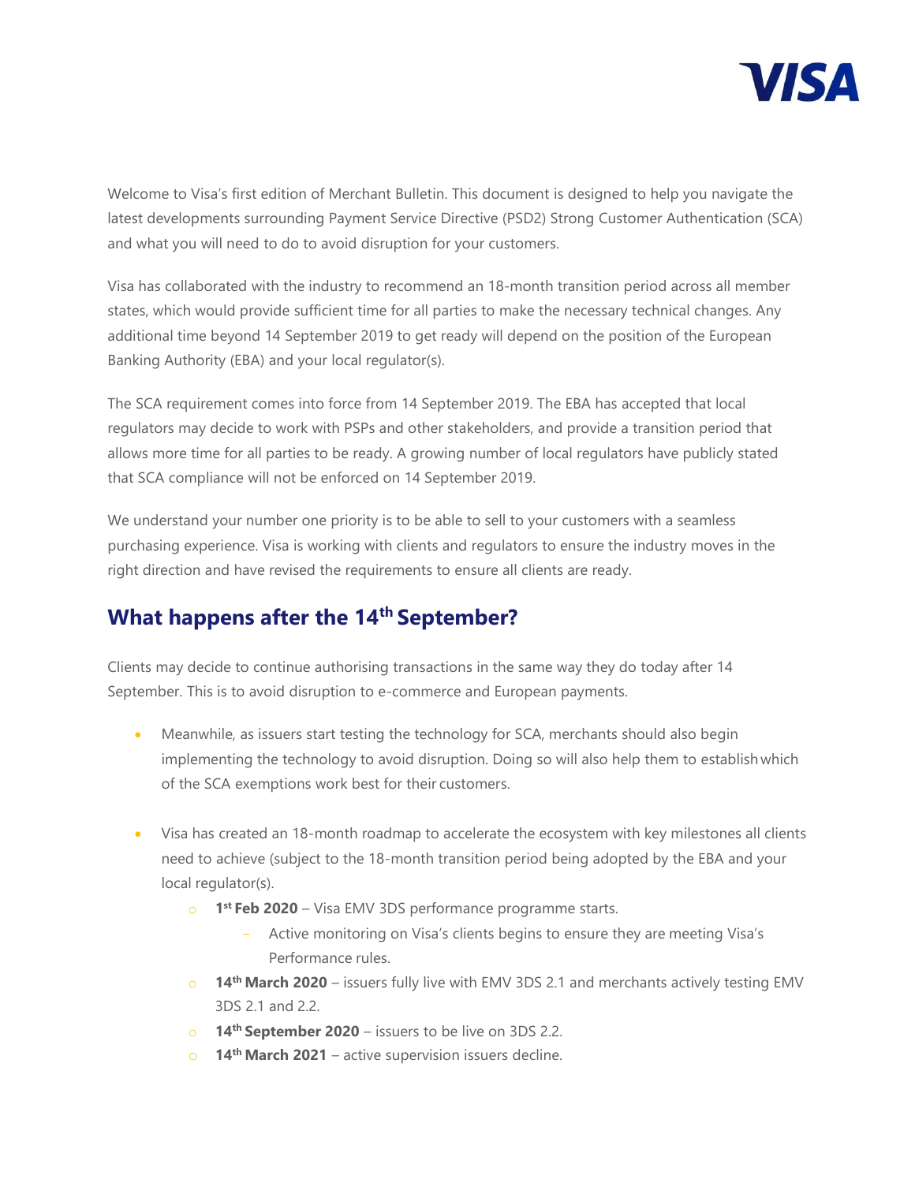Welcome to Visa's first edition of Merchant Bulletin. This document is designed to help you navigate the latest developments surrounding Payment Service Directive (PSD2) Strong Customer Authentication (SCA) and what you will need to do to avoid disruption for your customers.

Visa has collaborated with the industry to recommend an 18-month transition period across all member states, which would provide sufficient time for all parties to make the necessary technical changes. Any additional time beyond 14 September 2019 to get ready will depend on the position of the European Banking Authority (EBA) and your local regulator(s).

The SCA requirement comes into force from 14 September 2019. The EBA has accepted that local regulators may decide to work with PSPs and other stakeholders, and provide a transition period that allows more time for all parties to be ready. A growing number of local regulators have publicly stated that SCA compliance will not be enforced on 14 September 2019.

We understand your number one priority is to be able to sell to your customers with a seamless purchasing experience. Visa is working with clients and regulators to ensure the industry moves in the right direction and have revised the requirements to ensure all clients are ready.

## What happens after the 14th September?

Clients may decide to continue authorising transactions in the same way they do today after 14 September. This is to avoid disruption to e-commerce and European payments.

- Meanwhile, as issuers start testing the technology for SCA, merchants should also begin implementing the technology to avoid disruption. Doing so will also help them to establish which of the SCA exemptions work best for their customers.

- Visa has created an 18-month roadmap to accelerate the ecosystem with key milestones all clients need to achieve (subject to the 18-month transition period being adopted by the EBA and your local regulator(s).
  - **1st Feb 2020** – Visa EMV 3DS performance programme starts.
    - Active monitoring on Visa's clients begins to ensure they are meeting Visa's Performance rules.
  - **14th March 2020** – issuers fully live with EMV 3DS 2.1 and merchants actively testing EMV 3DS 2.1 and 2.2.
  - **14th September 2020** – issuers to be live on 3DS 2.2.
  - **14th March 2021** – active supervision issuers decline.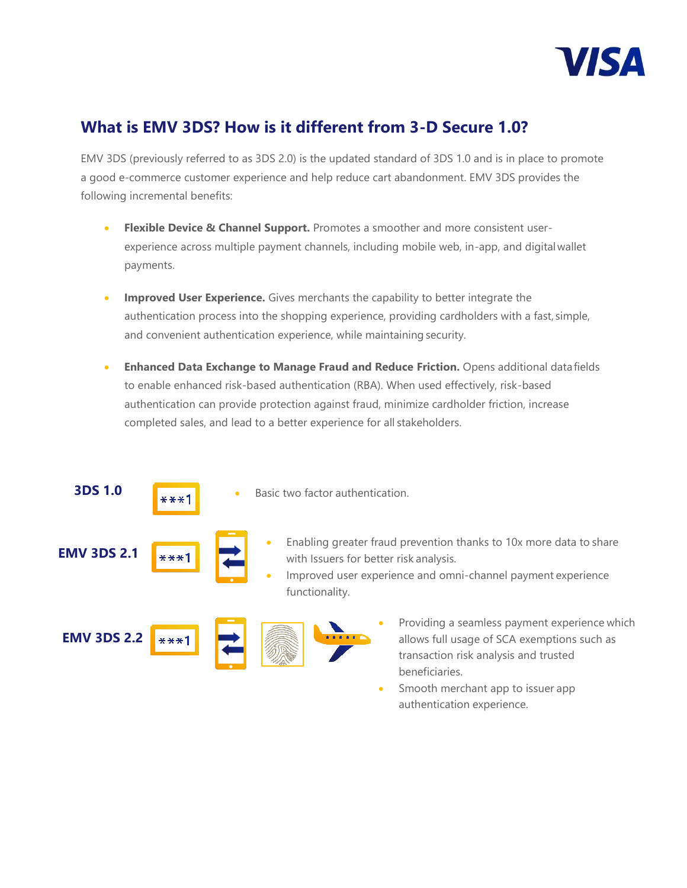## What is EMV 3DS? How is it different from 3-D Secure 1.0?

EMV 3DS (previously referred to as 3DS 2.0) is the updated standard of 3DS 1.0 and is in place to promote a good e-commerce customer experience and help reduce cart abandonment. EMV 3DS provides the following incremental benefits:

- **Flexible Device & Channel Support.** Promotes a smoother and more consistent user-experience across multiple payment channels, including mobile web, in-app, and digital wallet payments.
- **Improved User Experience.** Gives merchants the capability to better integrate the authentication process into the shopping experience, providing cardholders with a fast, simple, and convenient authentication experience, while maintaining security.
- **Enhanced Data Exchange to Manage Fraud and Reduce Friction.** Opens additional data fields to enable enhanced risk-based authentication (RBA). When used effectively, risk-based authentication can provide protection against fraud, minimize cardholder friction, increase completed sales, and lead to a better experience for all stakeholders.

**3DS 1.0**

- Basic two factor authentication.

**EMV 3DS 2.1**

- Enabling greater fraud prevention thanks to 10x more data to share with Issuers for better risk analysis.
- Improved user experience and omni-channel payment experience functionality.

**EMV 3DS 2.2**

- Providing a seamless payment experience which allows full usage of SCA exemptions such as transaction risk analysis and trusted beneficiaries.
- Smooth merchant app to issuer app authentication experience.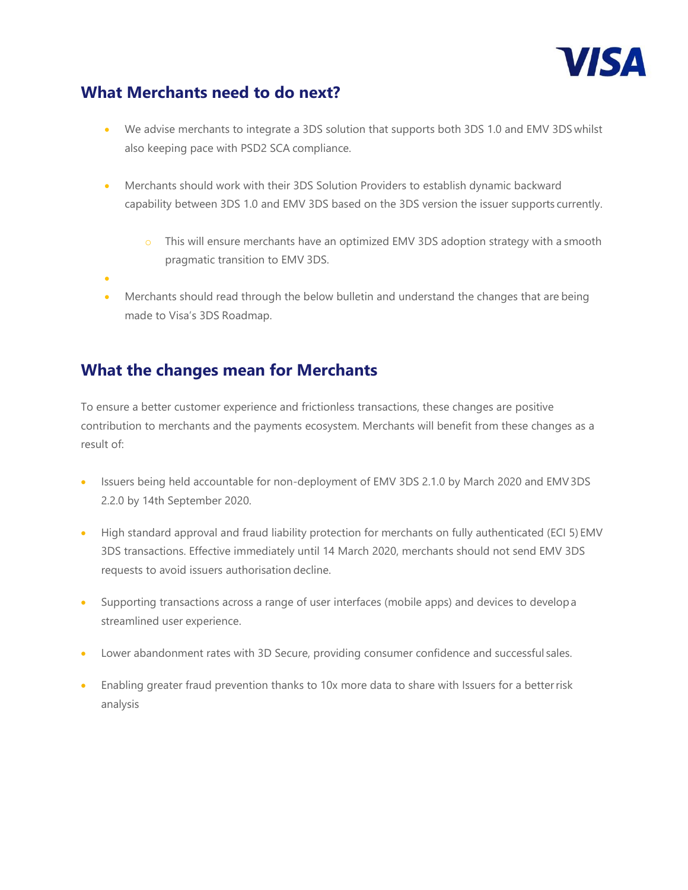## What Merchants need to do next?

- We advise merchants to integrate a 3DS solution that supports both 3DS 1.0 and EMV 3DS whilst also keeping pace with PSD2 SCA compliance.
- Merchants should work with their 3DS Solution Providers to establish dynamic backward capability between 3DS 1.0 and EMV 3DS based on the 3DS version the issuer supports currently.
  - This will ensure merchants have an optimized EMV 3DS adoption strategy with a smooth pragmatic transition to EMV 3DS.
- Merchants should read through the below bulletin and understand the changes that are being made to Visa's 3DS Roadmap.

## What the changes mean for Merchants

To ensure a better customer experience and frictionless transactions, these changes are positive contribution to merchants and the payments ecosystem. Merchants will benefit from these changes as a result of:

- Issuers being held accountable for non-deployment of EMV 3DS 2.1.0 by March 2020 and EMV 3DS 2.2.0 by 14th September 2020.
- High standard approval and fraud liability protection for merchants on fully authenticated (ECI 5) EMV 3DS transactions. Effective immediately until 14 March 2020, merchants should not send EMV 3DS requests to avoid issuers authorisation decline.
- Supporting transactions across a range of user interfaces (mobile apps) and devices to develop a streamlined user experience.
- Lower abandonment rates with 3D Secure, providing consumer confidence and successful sales.
- Enabling greater fraud prevention thanks to 10x more data to share with Issuers for a better risk analysis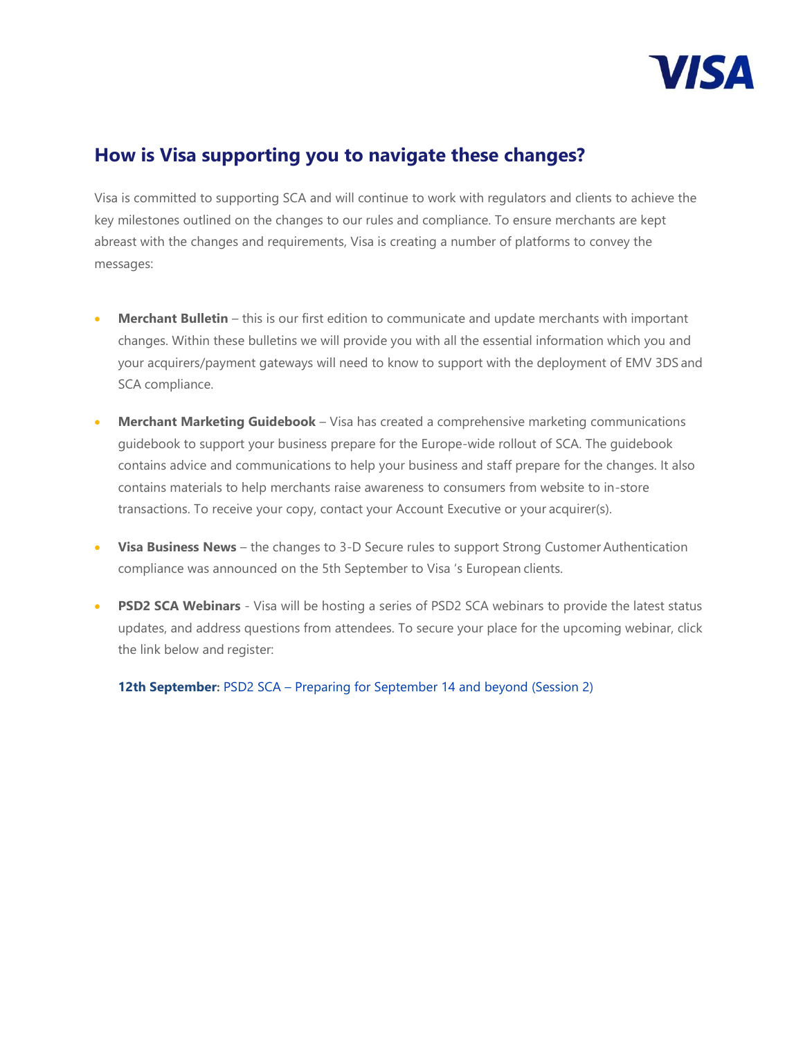## How is Visa supporting you to navigate these changes?

Visa is committed to supporting SCA and will continue to work with regulators and clients to achieve the key milestones outlined on the changes to our rules and compliance. To ensure merchants are kept abreast with the changes and requirements, Visa is creating a number of platforms to convey the messages:

- **Merchant Bulletin** – this is our first edition to communicate and update merchants with important changes. Within these bulletins we will provide you with all the essential information which you and your acquirers/payment gateways will need to know to support with the deployment of EMV 3DS and SCA compliance.
- **Merchant Marketing Guidebook** – Visa has created a comprehensive marketing communications guidebook to support your business prepare for the Europe-wide rollout of SCA. The guidebook contains advice and communications to help your business and staff prepare for the changes. It also contains materials to help merchants raise awareness to consumers from website to in-store transactions. To receive your copy, contact your Account Executive or your acquirer(s).
- **Visa Business News** – the changes to 3-D Secure rules to support Strong Customer Authentication compliance was announced on the 5th September to Visa 's European clients.
- **PSD2 SCA Webinars** - Visa will be hosting a series of PSD2 SCA webinars to provide the latest status updates, and address questions from attendees. To secure your place for the upcoming webinar, click the link below and register:

  **12th September:** PSD2 SCA – Preparing for September 14 and beyond (Session 2)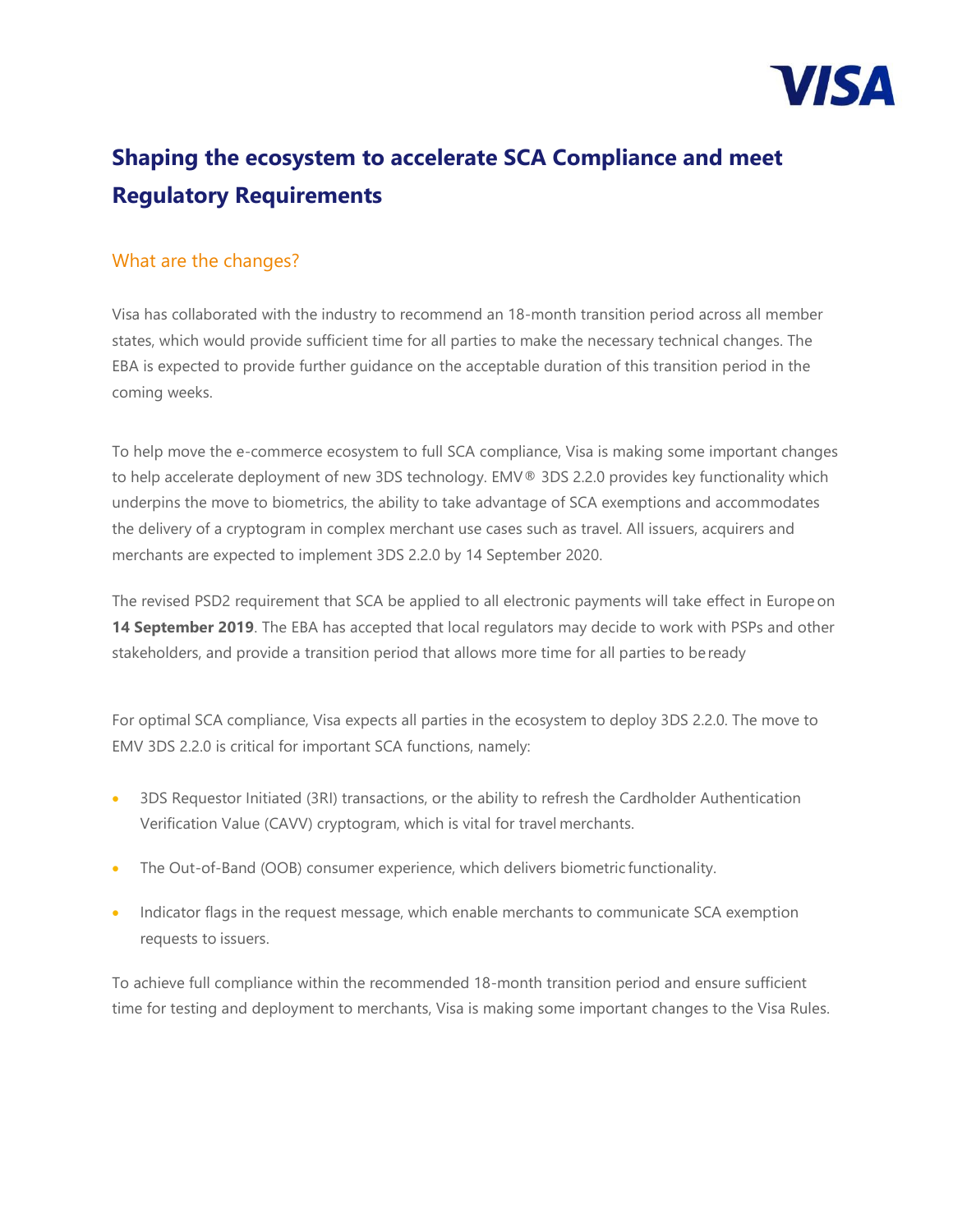# Shaping the ecosystem to accelerate SCA Compliance and meet Regulatory Requirements

## What are the changes?

Visa has collaborated with the industry to recommend an 18-month transition period across all member states, which would provide sufficient time for all parties to make the necessary technical changes. The EBA is expected to provide further guidance on the acceptable duration of this transition period in the coming weeks.

To help move the e-commerce ecosystem to full SCA compliance, Visa is making some important changes to help accelerate deployment of new 3DS technology. EMV® 3DS 2.2.0 provides key functionality which underpins the move to biometrics, the ability to take advantage of SCA exemptions and accommodates the delivery of a cryptogram in complex merchant use cases such as travel. All issuers, acquirers and merchants are expected to implement 3DS 2.2.0 by 14 September 2020.

The revised PSD2 requirement that SCA be applied to all electronic payments will take effect in Europe on **14 September 2019**. The EBA has accepted that local regulators may decide to work with PSPs and other stakeholders, and provide a transition period that allows more time for all parties to be ready

For optimal SCA compliance, Visa expects all parties in the ecosystem to deploy 3DS 2.2.0. The move to EMV 3DS 2.2.0 is critical for important SCA functions, namely:

- 3DS Requestor Initiated (3RI) transactions, or the ability to refresh the Cardholder Authentication Verification Value (CAVV) cryptogram, which is vital for travel merchants.
- The Out-of-Band (OOB) consumer experience, which delivers biometric functionality.
- Indicator flags in the request message, which enable merchants to communicate SCA exemption requests to issuers.

To achieve full compliance within the recommended 18-month transition period and ensure sufficient time for testing and deployment to merchants, Visa is making some important changes to the Visa Rules.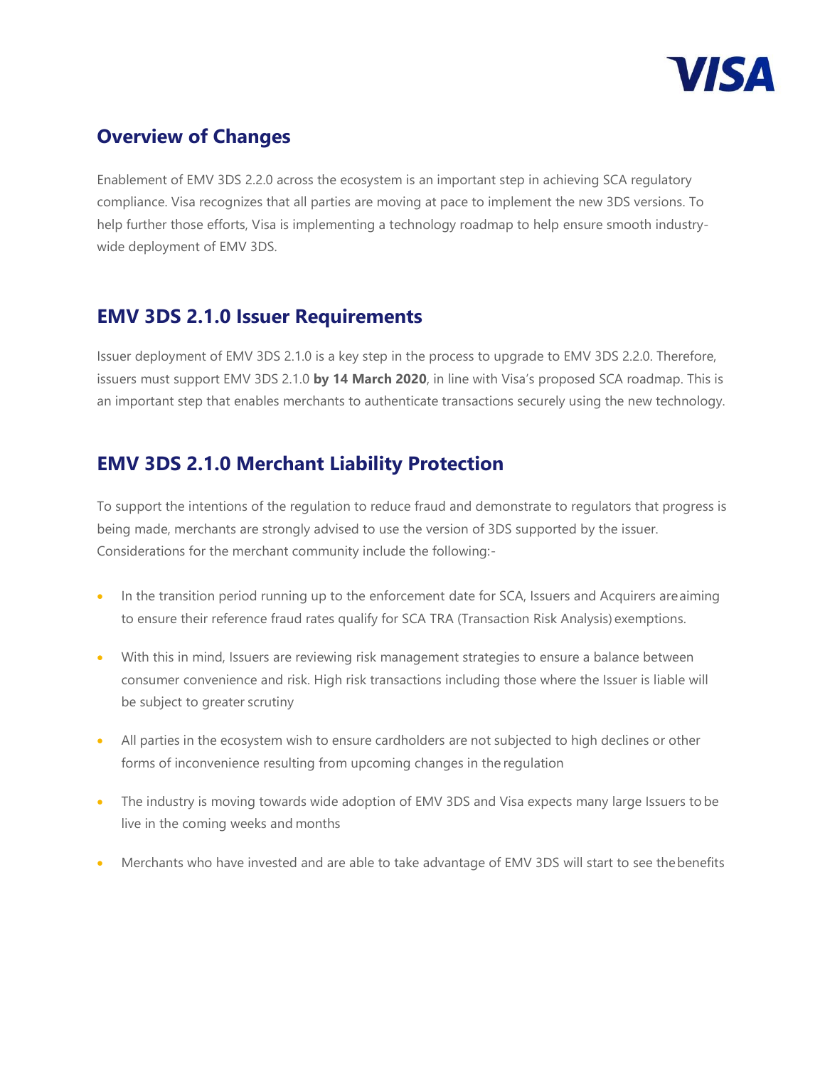## Overview of Changes

Enablement of EMV 3DS 2.2.0 across the ecosystem is an important step in achieving SCA regulatory compliance. Visa recognizes that all parties are moving at pace to implement the new 3DS versions. To help further those efforts, Visa is implementing a technology roadmap to help ensure smooth industry-wide deployment of EMV 3DS.

## EMV 3DS 2.1.0 Issuer Requirements

Issuer deployment of EMV 3DS 2.1.0 is a key step in the process to upgrade to EMV 3DS 2.2.0. Therefore, issuers must support EMV 3DS 2.1.0 **by 14 March 2020**, in line with Visa's proposed SCA roadmap. This is an important step that enables merchants to authenticate transactions securely using the new technology.

## EMV 3DS 2.1.0 Merchant Liability Protection

To support the intentions of the regulation to reduce fraud and demonstrate to regulators that progress is being made, merchants are strongly advised to use the version of 3DS supported by the issuer. Considerations for the merchant community include the following:-

- In the transition period running up to the enforcement date for SCA, Issuers and Acquirers are aiming to ensure their reference fraud rates qualify for SCA TRA (Transaction Risk Analysis) exemptions.
- With this in mind, Issuers are reviewing risk management strategies to ensure a balance between consumer convenience and risk. High risk transactions including those where the Issuer is liable will be subject to greater scrutiny
- All parties in the ecosystem wish to ensure cardholders are not subjected to high declines or other forms of inconvenience resulting from upcoming changes in the regulation
- The industry is moving towards wide adoption of EMV 3DS and Visa expects many large Issuers to be live in the coming weeks and months
- Merchants who have invested and are able to take advantage of EMV 3DS will start to see the benefits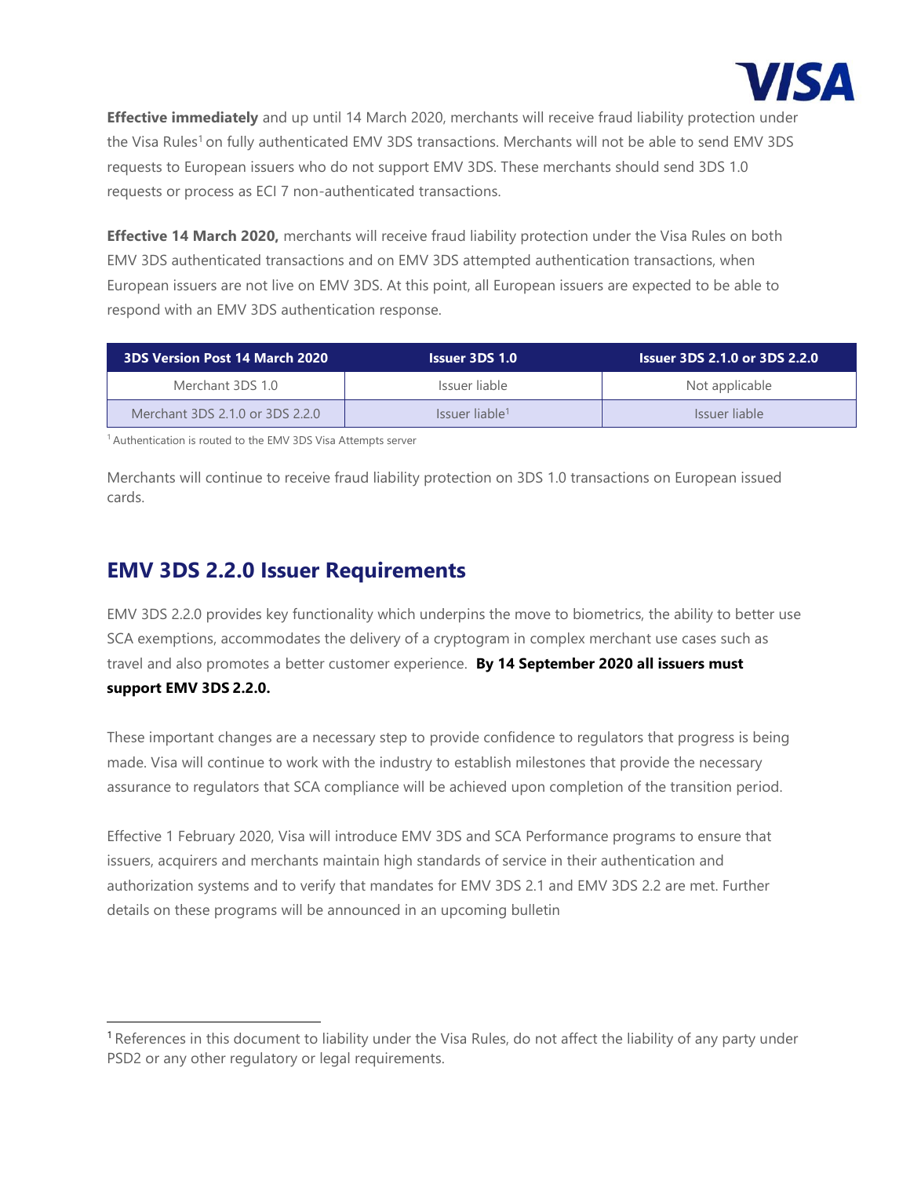**Effective immediately** and up until 14 March 2020, merchants will receive fraud liability protection under the Visa Rules[1] on fully authenticated EMV 3DS transactions. Merchants will not be able to send EMV 3DS requests to European issuers who do not support EMV 3DS. These merchants should send 3DS 1.0 requests or process as ECI 7 non-authenticated transactions.

**Effective 14 March 2020,** merchants will receive fraud liability protection under the Visa Rules on both EMV 3DS authenticated transactions and on EMV 3DS attempted authentication transactions, when European issuers are not live on EMV 3DS. At this point, all European issuers are expected to be able to respond with an EMV 3DS authentication response.

| 3DS Version Post 14 March 2020 | Issuer 3DS 1.0 | Issuer 3DS 2.1.0 or 3DS 2.2.0 |
|---|---|---|
| Merchant 3DS 1.0 | Issuer liable | Not applicable |
| Merchant 3DS 2.1.0 or 3DS 2.2.0 | Issuer liable[1] | Issuer liable |

[1] Authentication is routed to the EMV 3DS Visa Attempts server

Merchants will continue to receive fraud liability protection on 3DS 1.0 transactions on European issued cards.

## EMV 3DS 2.2.0 Issuer Requirements

EMV 3DS 2.2.0 provides key functionality which underpins the move to biometrics, the ability to better use SCA exemptions, accommodates the delivery of a cryptogram in complex merchant use cases such as travel and also promotes a better customer experience. **By 14 September 2020 all issuers must support EMV 3DS 2.2.0.**

These important changes are a necessary step to provide confidence to regulators that progress is being made. Visa will continue to work with the industry to establish milestones that provide the necessary assurance to regulators that SCA compliance will be achieved upon completion of the transition period.

Effective 1 February 2020, Visa will introduce EMV 3DS and SCA Performance programs to ensure that issuers, acquirers and merchants maintain high standards of service in their authentication and authorization systems and to verify that mandates for EMV 3DS 2.1 and EMV 3DS 2.2 are met. Further details on these programs will be announced in an upcoming bulletin

[1] References in this document to liability under the Visa Rules, do not affect the liability of any party under PSD2 or any other regulatory or legal requirements.